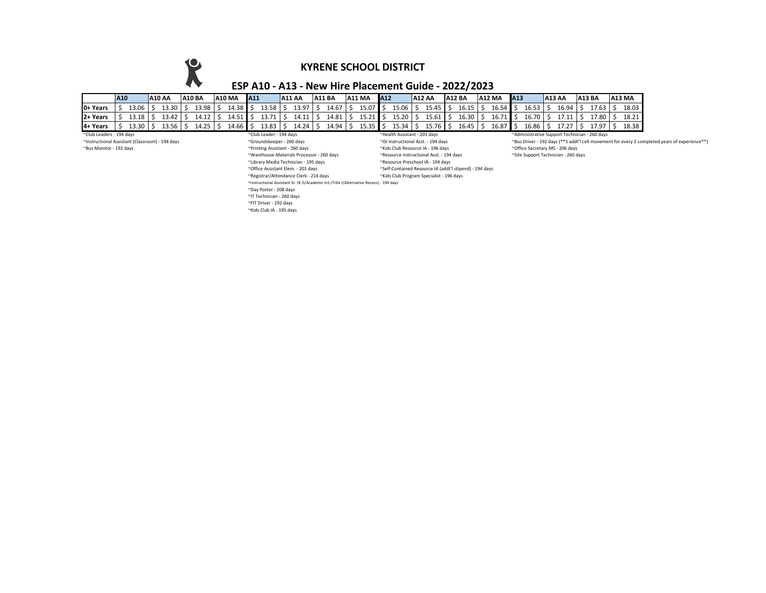# KYRENE SCHOOL DISTRICT

## ESP A10 - A13 - New Hire Placement Guide - 2022/2023

| | A10 | A10 AA | A10 BA | A10 MA | A11 | A11 AA | A11 BA | A11 MA | A12 | A12 AA | A12 BA | A12 MA | A13 | A13 AA | A13 BA | A13 MA |
|---|---|---|---|---|---|---|---|---|---|---|---|---|---|---|---|---|
| 0+ Years | $ 13.06 | $ 13.30 | $ 13.98 | $ 14.38 | $ 13.58 | $ 13.97 | $ 14.67 | $ 15.07 | $ 15.06 | $ 15.45 | $ 16.15 | $ 16.54 | $ 16.53 | $ 16.94 | $ 17.63 | $ 18.03 |
| 2+ Years | $ 13.18 | $ 13.42 | $ 14.12 | $ 14.51 | $ 13.71 | $ 14.11 | $ 14.81 | $ 15.21 | $ 15.20 | $ 15.61 | $ 16.30 | $ 16.71 | $ 16.70 | $ 17.11 | $ 17.80 | $ 18.21 |
| 4+ Years | $ 13.30 | $ 13.56 | $ 14.25 | $ 14.66 | $ 13.83 | $ 14.24 | $ 14.94 | $ 15.35 | $ 15.34 | $ 15.76 | $ 16.45 | $ 16.87 | $ 16.86 | $ 17.27 | $ 17.97 | $ 18.38 |

**A10:**

~Club Leaders - 194 days
~Instructional Assistant (Classroom) - 194 days
~Bus Monitor - 192 days

**A11:**

~Club Leader - 194 days
~Groundskeeper - 260 days
~Printing Assistant - 260 days
~Warehouse Materials Processor - 260 days
~Library Media Technician - 195 days
~Office Assistant Elem. - 201 days
~Registrar/Attendance Clerk - 214 days
~Instructional Assistant Sr. (K-5/Academic Int./Title I/Alternative Recess) - 194 days
~Day Porter - 208 days
~IT Technician - 260 days
~FIT Driver - 192 days
~Kids Club IA - 195 days

**A12:**

~Health Assistant - 201 days
~ISI Instructional Asst. - 194 days
~Kids Club Resource IA - 196 days
~Resource Instructional Asst. - 194 days
~Resource Preschool IA - 194 days
~Self-Contained Resource IA (addt'l stipend) - 194 days
~Kids Club Program Specialist - 196 days

**A13:**

~Administrative Support Technician - 260 days
~Bus Driver - 192 days (**1 addt'l cell movement for every 2 completed years of experience**)
~Office Secretary MS - 206 days
~Site Support Technician - 260 days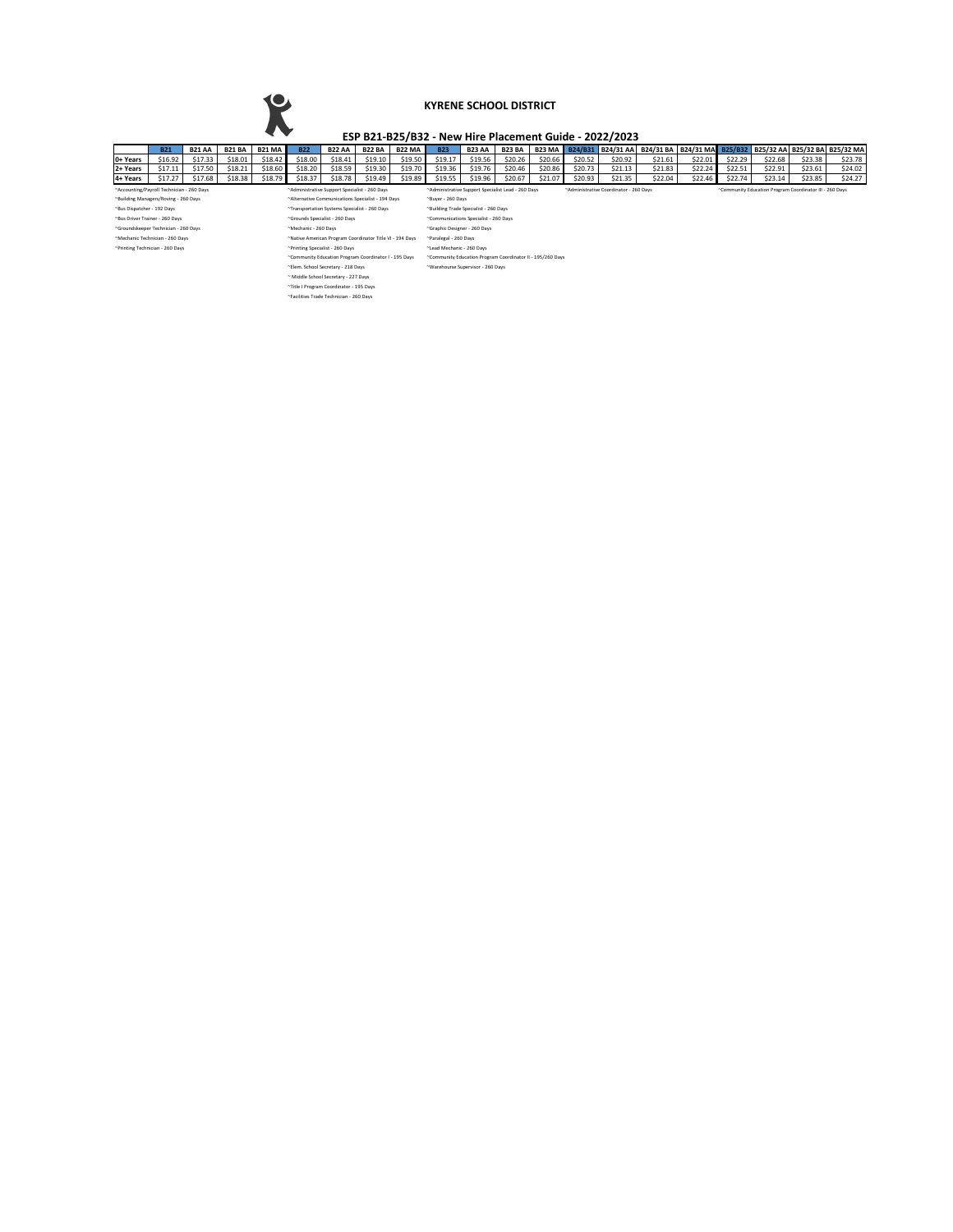# KYRENE SCHOOL DISTRICT

## ESP B21-B25/B32 - New Hire Placement Guide - 2022/2023

| | B21 | B21 AA | B21 BA | B21 MA | B22 | B22 AA | B22 BA | B22 MA | B23 | B23 AA | B23 BA | B23 MA | B24/B31 | B24/31 AA | B24/31 BA | B24/31 MA | B25/B32 | B25/32 AA | B25/32 BA | B25/32 MA |
|---|---|---|---|---|---|---|---|---|---|---|---|---|---|---|---|---|---|---|---|---|
| 0+ Years | $16.92 | $17.33 | $18.01 | $18.42 | $18.00 | $18.41 | $19.10 | $19.50 | $19.17 | $19.56 | $20.26 | $20.66 | $20.52 | $20.92 | $21.61 | $22.01 | $22.29 | $22.68 | $23.38 | $23.78 |
| 2+ Years | $17.11 | $17.50 | $18.21 | $18.60 | $18.20 | $18.59 | $19.30 | $19.70 | $19.36 | $19.76 | $20.46 | $20.86 | $20.73 | $21.13 | $21.83 | $22.24 | $22.51 | $22.91 | $23.61 | $24.02 |
| 4+ Years | $17.27 | $17.68 | $18.38 | $18.79 | $18.37 | $18.78 | $19.49 | $19.89 | $19.55 | $19.96 | $20.67 | $21.07 | $20.93 | $21.35 | $22.04 | $22.46 | $22.74 | $23.14 | $23.85 | $24.27 |

**B21**
- ~Accounting/Payroll Technician - 260 Days
- ~Building Managers/Roving - 260 Days
- ~Bus Dispatcher - 192 Days
- ~Bus Driver Trainer - 260 Days
- ~Groundskeeper Technician - 260 Days
- ~Mechanic Technician - 260 Days
- ~Printing Technician - 260 Days

**B22**
- ~Administrative Support Specialist - 260 Days
- ~Alternative Communications Specialist - 194 Days
- ~Transportation Systems Specialist - 260 Days
- ~Grounds Specialist - 260 Days
- ~Mechanic - 260 Days
- ~Native American Program Coordinator Title VI - 194 Days
- ~Printing Specialist - 260 Days
- ~Community Education Program Coordinator I - 195 Days
- ~Elem. School Secretary - 218 Days
- ~ Middle School Secretary - 227 Days
- ~Title I Program Coordinator - 195 Days
- ~Facilities Trade Technician - 260 Days

**B23**
- ~Administrative Support Specialist Lead - 260 Days
- ~Buyer - 260 Days
- ~Building Trade Specialist - 260 Days
- ~Communications Specialist - 260 Days
- ~Graphic Designer - 260 Days
- ~Paralegal - 260 Days
- ~Lead Mechanic - 260 Days
- ~Community Education Program Coordinator II - 195/260 Days
- ~Warehourse Supervisor - 260 Days

**B24/B31**
- ~Administrative Coordinator - 260 Days

**B25/B32**
- ~Community Education Program Coordinator III - 260 Days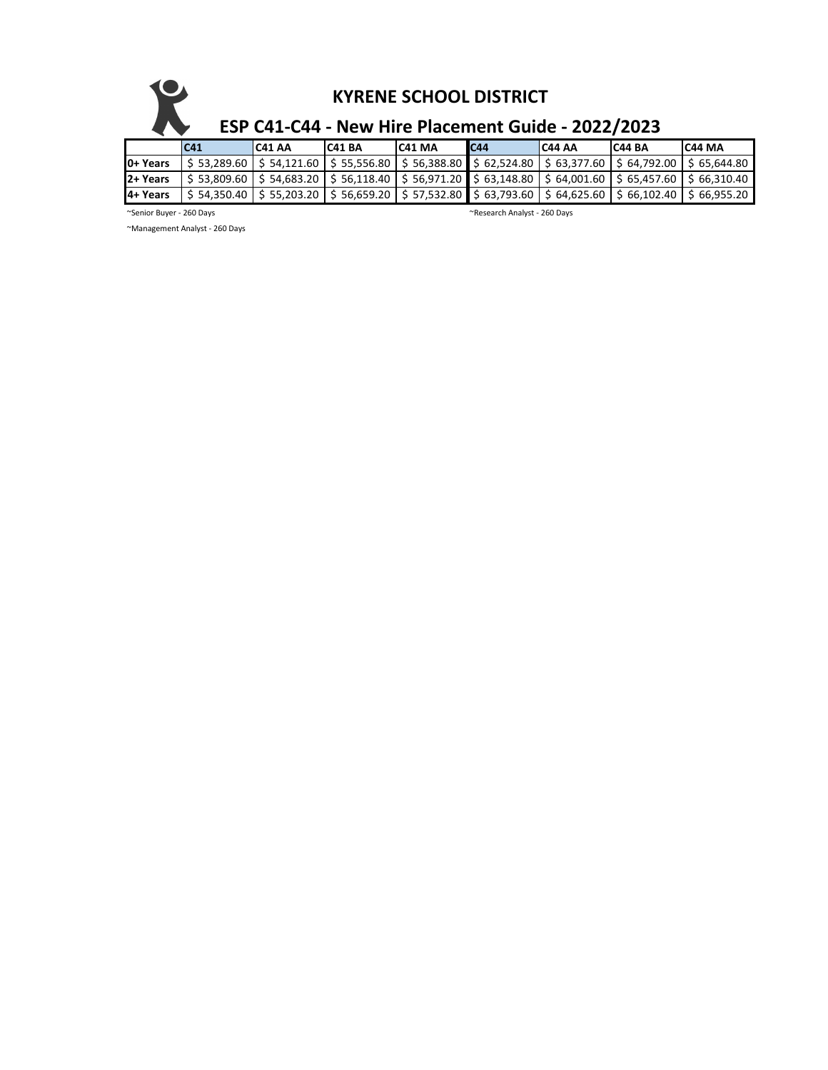# KYRENE SCHOOL DISTRICT

## ESP C41-C44 - New Hire Placement Guide - 2022/2023

| | C41 | C41 AA | C41 BA | C41 MA | C44 | C44 AA | C44 BA | C44 MA |
|---|---|---|---|---|---|---|---|---|
| 0+ Years | $ 53,289.60 | $ 54,121.60 | $ 55,556.80 | $ 56,388.80 | $ 62,524.80 | $ 63,377.60 | $ 64,792.00 | $ 65,644.80 |
| 2+ Years | $ 53,809.60 | $ 54,683.20 | $ 56,118.40 | $ 56,971.20 | $ 63,148.80 | $ 64,001.60 | $ 65,457.60 | $ 66,310.40 |
| 4+ Years | $ 54,350.40 | $ 55,203.20 | $ 56,659.20 | $ 57,532.80 | $ 63,793.60 | $ 64,625.60 | $ 66,102.40 | $ 66,955.20 |

~Senior Buyer - 260 Days

~Management Analyst - 260 Days

~Research Analyst - 260 Days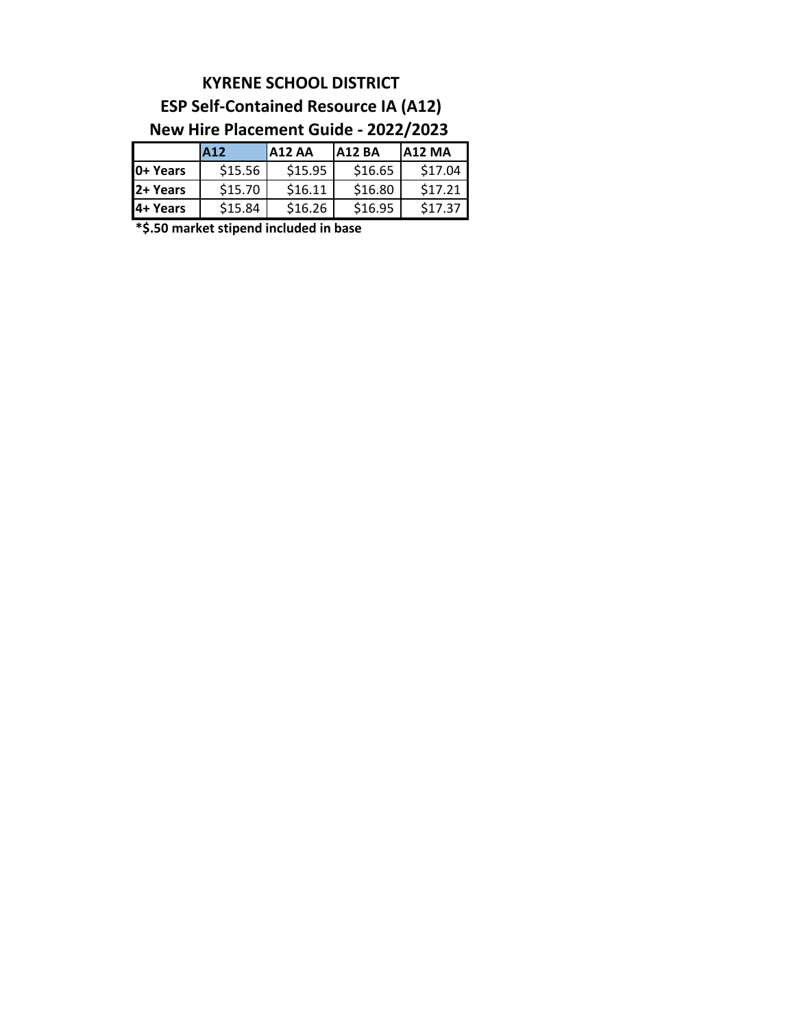# KYRENE SCHOOL DISTRICT

## ESP Self-Contained Resource IA (A12)

## New Hire Placement Guide - 2022/2023

| | A12 | A12 AA | A12 BA | A12 MA |
|---|---|---|---|---|
| 0+ Years | $15.56 | $15.95 | $16.65 | $17.04 |
| 2+ Years | $15.70 | $16.11 | $16.80 | $17.21 |
| 4+ Years | $15.84 | $16.26 | $16.95 | $17.37 |

**\*$.50 market stipend included in base**